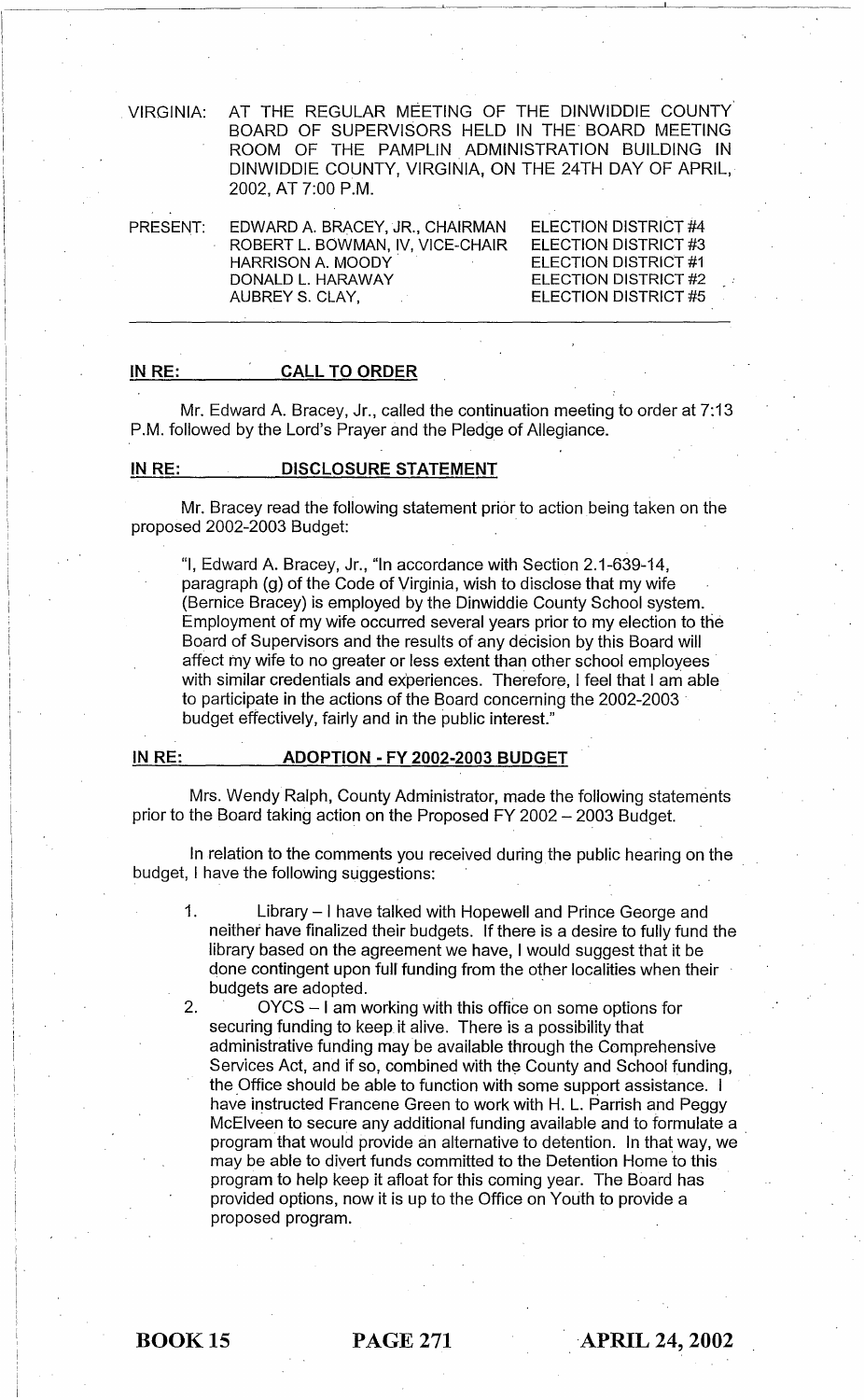VIRGINIA: AT THE REGULAR MEETING OF THE DINWIDDIE COUNTY BOARD OF SUPERVISORS HELD IN THE BOARD MEETING ROOM OF THE PAMPLIN ADMINISTRATION BUILDING IN DINWIDDIE COUNTY, VIRGINIA, ON THE 24TH DAY OF APRIL, 2002, AT 7:00 P.M.

| PRESENT: | | |
|---|---|---|
| | EDWARD A. BRACEY, JR., CHAIRMAN | ELECTION DISTRICT #4 |
| | ROBERT L. BOWMAN, IV, VICE-CHAIR | ELECTION DISTRICT #3 |
| | HARRISON A. MOODY | ELECTION DISTRICT #1 |
| | DONALD L. HARAWAY | ELECTION DISTRICT #2 |
| | AUBREY S. CLAY, | ELECTION DISTRICT #5 |

**IN RE: CALL TO ORDER**

Mr. Edward A. Bracey, Jr., called the continuation meeting to order at 7:13 P.M. followed by the Lord's Prayer and the Pledge of Allegiance.

**IN RE: DISCLOSURE STATEMENT**

Mr. Bracey read the following statement prior to action being taken on the proposed 2002-2003 Budget:

> "I, Edward A. Bracey, Jr., "In accordance with Section 2.1-639-14, paragraph (g) of the Code of Virginia, wish to disclose that my wife (Bernice Bracey) is employed by the Dinwiddie County School system. Employment of my wife occurred several years prior to my election to the Board of Supervisors and the results of any decision by this Board will affect my wife to no greater or less extent than other school employees with similar credentials and experiences. Therefore, I feel that I am able to participate in the actions of the Board concerning the 2002-2003 budget effectively, fairly and in the public interest."

**IN RE: ADOPTION - FY 2002-2003 BUDGET**

Mrs. Wendy Ralph, County Administrator, made the following statements prior to the Board taking action on the Proposed FY 2002 – 2003 Budget.

In relation to the comments you received during the public hearing on the budget, I have the following suggestions:

1. Library – I have talked with Hopewell and Prince George and neither have finalized their budgets. If there is a desire to fully fund the library based on the agreement we have, I would suggest that it be done contingent upon full funding from the other localities when their budgets are adopted.
2. OYCS – I am working with this office on some options for securing funding to keep it alive. There is a possibility that administrative funding may be available through the Comprehensive Services Act, and if so, combined with the County and School funding, the Office should be able to function with some support assistance. I have instructed Francene Green to work with H. L. Parrish and Peggy McElveen to secure any additional funding available and to formulate a program that would provide an alternative to detention. In that way, we may be able to divert funds committed to the Detention Home to this program to help keep it afloat for this coming year. The Board has provided options, now it is up to the Office on Youth to provide a proposed program.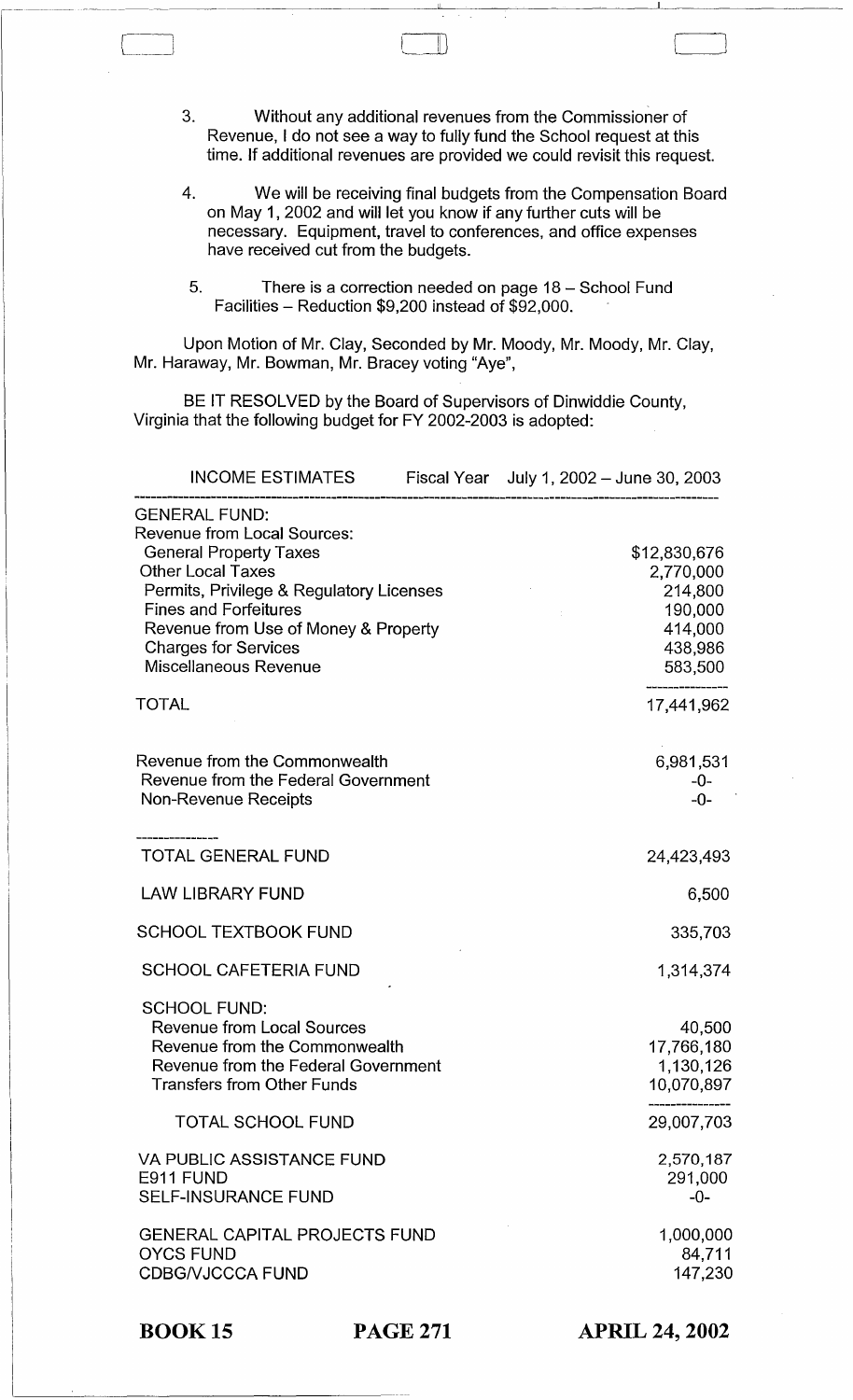3. Without any additional revenues from the Commissioner of Revenue, I do not see a way to fully fund the School request at this time. If additional revenues are provided we could revisit this request.

4. We will be receiving final budgets from the Compensation Board on May 1, 2002 and will let you know if any further cuts will be necessary. Equipment, travel to conferences, and office expenses have received cut from the budgets.

5. There is a correction needed on page 18 – School Fund Facilities – Reduction $9,200 instead of $92,000.

Upon Motion of Mr. Clay, Seconded by Mr. Moody, Mr. Moody, Mr. Clay, Mr. Haraway, Mr. Bowman, Mr. Bracey voting "Aye",

BE IT RESOLVED by the Board of Supervisors of Dinwiddie County, Virginia that the following budget for FY 2002-2003 is adopted:

| INCOME ESTIMATES Fiscal Year | July 1, 2002 – June 30, 2003 |
|---|---|
| GENERAL FUND: | |
| Revenue from Local Sources: | |
| General Property Taxes | $12,830,676 |
| Other Local Taxes | 2,770,000 |
| Permits, Privilege & Regulatory Licenses | 214,800 |
| Fines and Forfeitures | 190,000 |
| Revenue from Use of Money & Property | 414,000 |
| Charges for Services | 438,986 |
| Miscellaneous Revenue | 583,500 |
| TOTAL | 17,441,962 |
| Revenue from the Commonwealth | 6,981,531 |
| Revenue from the Federal Government | -0- |
| Non-Revenue Receipts | -0- |
| TOTAL GENERAL FUND | 24,423,493 |
| LAW LIBRARY FUND | 6,500 |
| SCHOOL TEXTBOOK FUND | 335,703 |
| SCHOOL CAFETERIA FUND | 1,314,374 |
| SCHOOL FUND: | |
| Revenue from Local Sources | 40,500 |
| Revenue from the Commonwealth | 17,766,180 |
| Revenue from the Federal Government | 1,130,126 |
| Transfers from Other Funds | 10,070,897 |
| TOTAL SCHOOL FUND | 29,007,703 |
| VA PUBLIC ASSISTANCE FUND | 2,570,187 |
| E911 FUND | 291,000 |
| SELF-INSURANCE FUND | -0- |
| GENERAL CAPITAL PROJECTS FUND | 1,000,000 |
| OYCS FUND | 84,711 |
| CDBG/VJCCCA FUND | 147,230 |

BOOK 15 PAGE 271 APRIL 24, 2002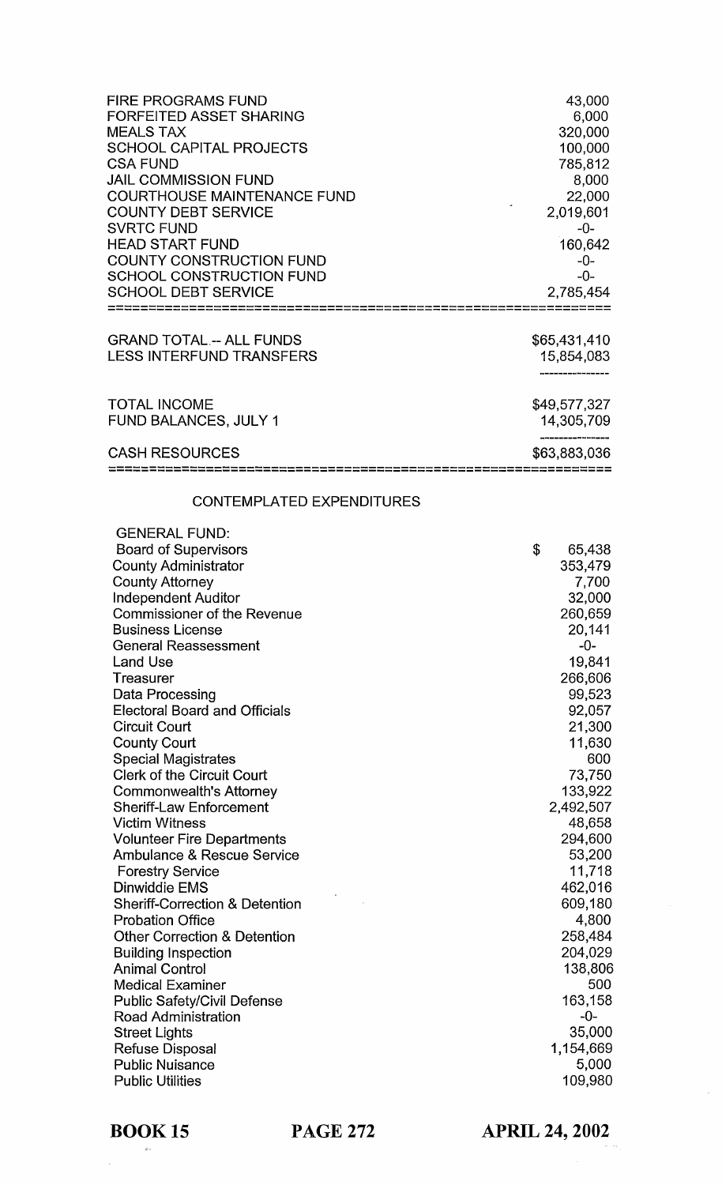| | |
|---|---|
| FIRE PROGRAMS FUND | 43,000 |
| FORFEITED ASSET SHARING | 6,000 |
| MEALS TAX | 320,000 |
| SCHOOL CAPITAL PROJECTS | 100,000 |
| CSA FUND | 785,812 |
| JAIL COMMISSION FUND | 8,000 |
| COURTHOUSE MAINTENANCE FUND | 22,000 |
| COUNTY DEBT SERVICE | 2,019,601 |
| SVRTC FUND | -0- |
| HEAD START FUND | 160,642 |
| COUNTY CONSTRUCTION FUND | -0- |
| SCHOOL CONSTRUCTION FUND | -0- |
| SCHOOL DEBT SERVICE | 2,785,454 |

| | |
|---|---|
| GRAND TOTAL -- ALL FUNDS | $65,431,410 |
| LESS INTERFUND TRANSFERS | 15,854,083 |
| TOTAL INCOME | $49,577,327 |
| FUND BALANCES, JULY 1 | 14,305,709 |
| CASH RESOURCES | $63,883,036 |

## CONTEMPLATED EXPENDITURES

| GENERAL FUND: | |
|---|---|
| Board of Supervisors | $ 65,438 |
| County Administrator | 353,479 |
| County Attorney | 7,700 |
| Independent Auditor | 32,000 |
| Commissioner of the Revenue | 260,659 |
| Business License | 20,141 |
| General Reassessment | -0- |
| Land Use | 19,841 |
| Treasurer | 266,606 |
| Data Processing | 99,523 |
| Electoral Board and Officials | 92,057 |
| Circuit Court | 21,300 |
| County Court | 11,630 |
| Special Magistrates | 600 |
| Clerk of the Circuit Court | 73,750 |
| Commonwealth's Attorney | 133,922 |
| Sheriff-Law Enforcement | 2,492,507 |
| Victim Witness | 48,658 |
| Volunteer Fire Departments | 294,600 |
| Ambulance & Rescue Service | 53,200 |
| Forestry Service | 11,718 |
| Dinwiddie EMS | 462,016 |
| Sheriff-Correction & Detention | 609,180 |
| Probation Office | 4,800 |
| Other Correction & Detention | 258,484 |
| Building Inspection | 204,029 |
| Animal Control | 138,806 |
| Medical Examiner | 500 |
| Public Safety/Civil Defense | 163,158 |
| Road Administration | -0- |
| Street Lights | 35,000 |
| Refuse Disposal | 1,154,669 |
| Public Nuisance | 5,000 |
| Public Utilities | 109,980 |

**BOOK 15** **PAGE 272** **APRIL 24, 2002**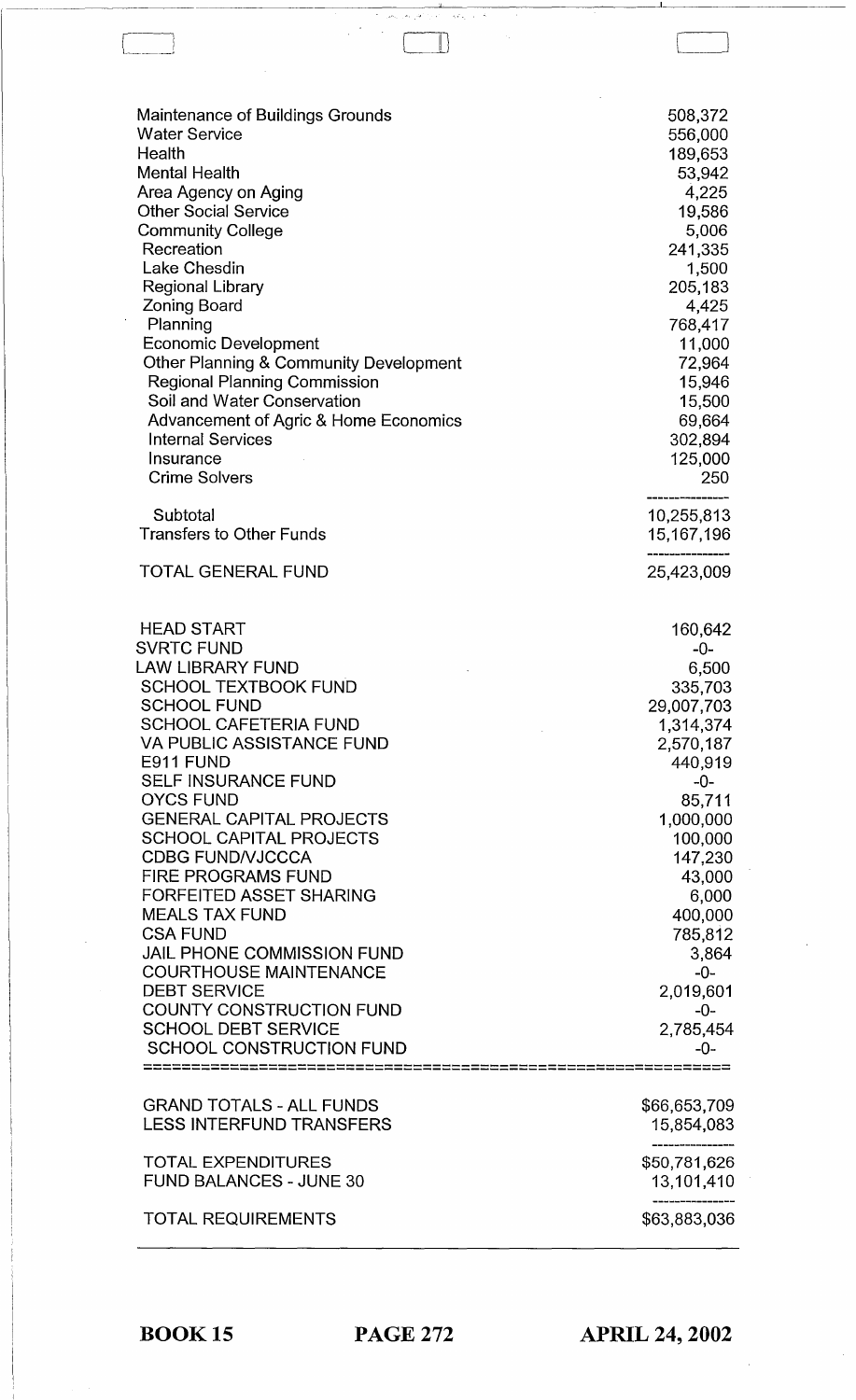| | |
|---|---|
| Maintenance of Buildings Grounds | 508,372 |
| Water Service | 556,000 |
| Health | 189,653 |
| Mental Health | 53,942 |
| Area Agency on Aging | 4,225 |
| Other Social Service | 19,586 |
| Community College | 5,006 |
| Recreation | 241,335 |
| Lake Chesdin | 1,500 |
| Regional Library | 205,183 |
| Zoning Board | 4,425 |
| Planning | 768,417 |
| Economic Development | 11,000 |
| Other Planning & Community Development | 72,964 |
| Regional Planning Commission | 15,946 |
| Soil and Water Conservation | 15,500 |
| Advancement of Agric & Home Economics | 69,664 |
| Internal Services | 302,894 |
| Insurance | 125,000 |
| Crime Solvers | 250 |
| Subtotal | 10,255,813 |
| Transfers to Other Funds | 15,167,196 |
| TOTAL GENERAL FUND | 25,423,009 |
| HEAD START | 160,642 |
| SVRTC FUND | -0- |
| LAW LIBRARY FUND | 6,500 |
| SCHOOL TEXTBOOK FUND | 335,703 |
| SCHOOL FUND | 29,007,703 |
| SCHOOL CAFETERIA FUND | 1,314,374 |
| VA PUBLIC ASSISTANCE FUND | 2,570,187 |
| E911 FUND | 440,919 |
| SELF INSURANCE FUND | -0- |
| OYCS FUND | 85,711 |
| GENERAL CAPITAL PROJECTS | 1,000,000 |
| SCHOOL CAPITAL PROJECTS | 100,000 |
| CDBG FUND/VJCCCA | 147,230 |
| FIRE PROGRAMS FUND | 43,000 |
| FORFEITED ASSET SHARING | 6,000 |
| MEALS TAX FUND | 400,000 |
| CSA FUND | 785,812 |
| JAIL PHONE COMMISSION FUND | 3,864 |
| COURTHOUSE MAINTENANCE | -0- |
| DEBT SERVICE | 2,019,601 |
| COUNTY CONSTRUCTION FUND | -0- |
| SCHOOL DEBT SERVICE | 2,785,454 |
| SCHOOL CONSTRUCTION FUND | -0- |
| GRAND TOTALS - ALL FUNDS | $66,653,709 |
| LESS INTERFUND TRANSFERS | 15,854,083 |
| TOTAL EXPENDITURES | $50,781,626 |
| FUND BALANCES - JUNE 30 | 13,101,410 |
| TOTAL REQUIREMENTS | $63,883,036 |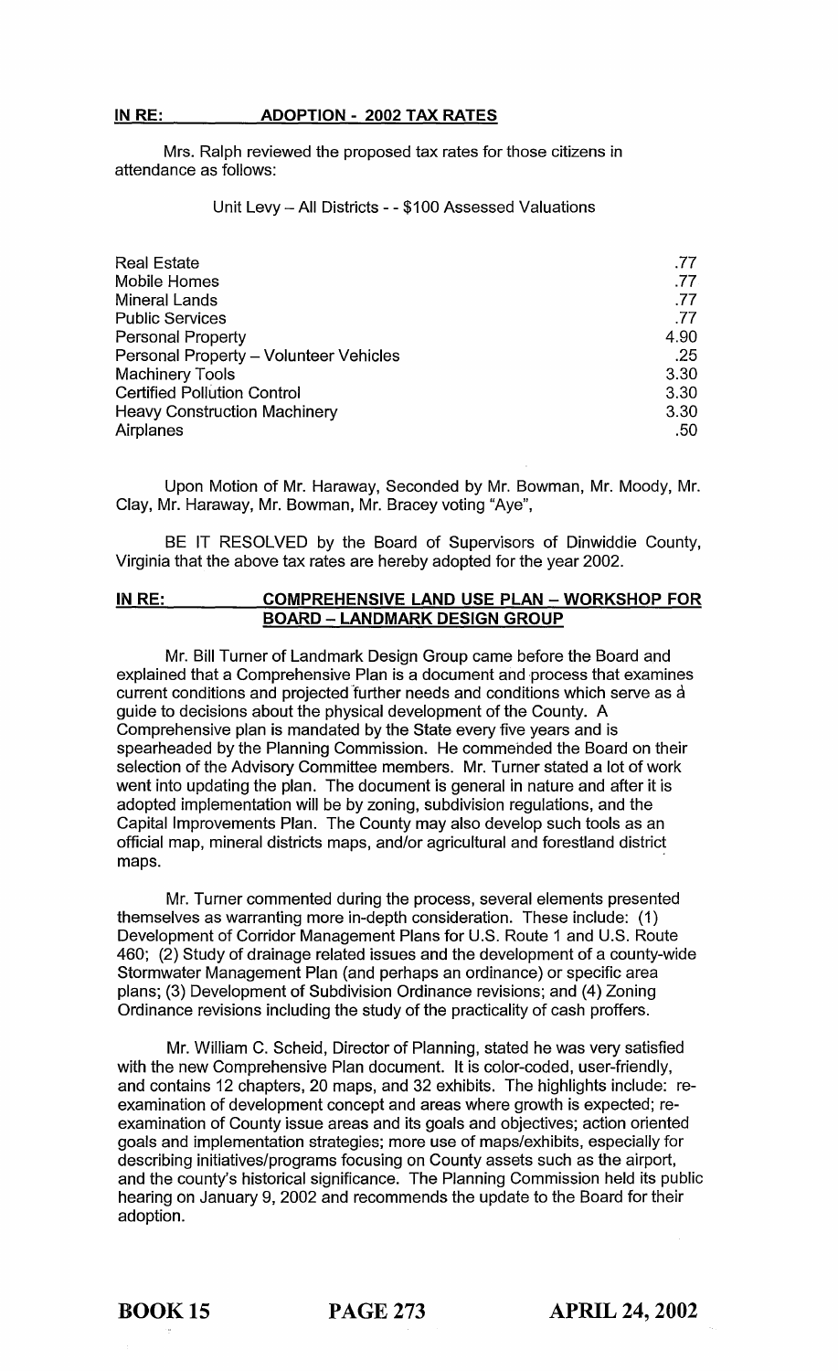**IN RE: ADOPTION - 2002 TAX RATES**

Mrs. Ralph reviewed the proposed tax rates for those citizens in attendance as follows:

Unit Levy – All Districts - - $100 Assessed Valuations

| | |
|---|---|
| Real Estate | .77 |
| Mobile Homes | .77 |
| Mineral Lands | .77 |
| Public Services | .77 |
| Personal Property | 4.90 |
| Personal Property – Volunteer Vehicles | .25 |
| Machinery Tools | 3.30 |
| Certified Pollution Control | 3.30 |
| Heavy Construction Machinery | 3.30 |
| Airplanes | .50 |

Upon Motion of Mr. Haraway, Seconded by Mr. Bowman, Mr. Moody, Mr. Clay, Mr. Haraway, Mr. Bowman, Mr. Bracey voting "Aye",

BE IT RESOLVED by the Board of Supervisors of Dinwiddie County, Virginia that the above tax rates are hereby adopted for the year 2002.

**IN RE: COMPREHENSIVE LAND USE PLAN – WORKSHOP FOR BOARD – LANDMARK DESIGN GROUP**

Mr. Bill Turner of Landmark Design Group came before the Board and explained that a Comprehensive Plan is a document and process that examines current conditions and projected further needs and conditions which serve as a guide to decisions about the physical development of the County. A Comprehensive plan is mandated by the State every five years and is spearheaded by the Planning Commission. He commended the Board on their selection of the Advisory Committee members. Mr. Turner stated a lot of work went into updating the plan. The document is general in nature and after it is adopted implementation will be by zoning, subdivision regulations, and the Capital Improvements Plan. The County may also develop such tools as an official map, mineral districts maps, and/or agricultural and forestland district maps.

Mr. Turner commented during the process, several elements presented themselves as warranting more in-depth consideration. These include: (1) Development of Corridor Management Plans for U.S. Route 1 and U.S. Route 460; (2) Study of drainage related issues and the development of a county-wide Stormwater Management Plan (and perhaps an ordinance) or specific area plans; (3) Development of Subdivision Ordinance revisions; and (4) Zoning Ordinance revisions including the study of the practicality of cash proffers.

Mr. William C. Scheid, Director of Planning, stated he was very satisfied with the new Comprehensive Plan document. It is color-coded, user-friendly, and contains 12 chapters, 20 maps, and 32 exhibits. The highlights include: re-examination of development concept and areas where growth is expected; re-examination of County issue areas and its goals and objectives; action oriented goals and implementation strategies; more use of maps/exhibits, especially for describing initiatives/programs focusing on County assets such as the airport, and the county's historical significance. The Planning Commission held its public hearing on January 9, 2002 and recommends the update to the Board for their adoption.

**BOOK 15 PAGE 273 APRIL 24, 2002**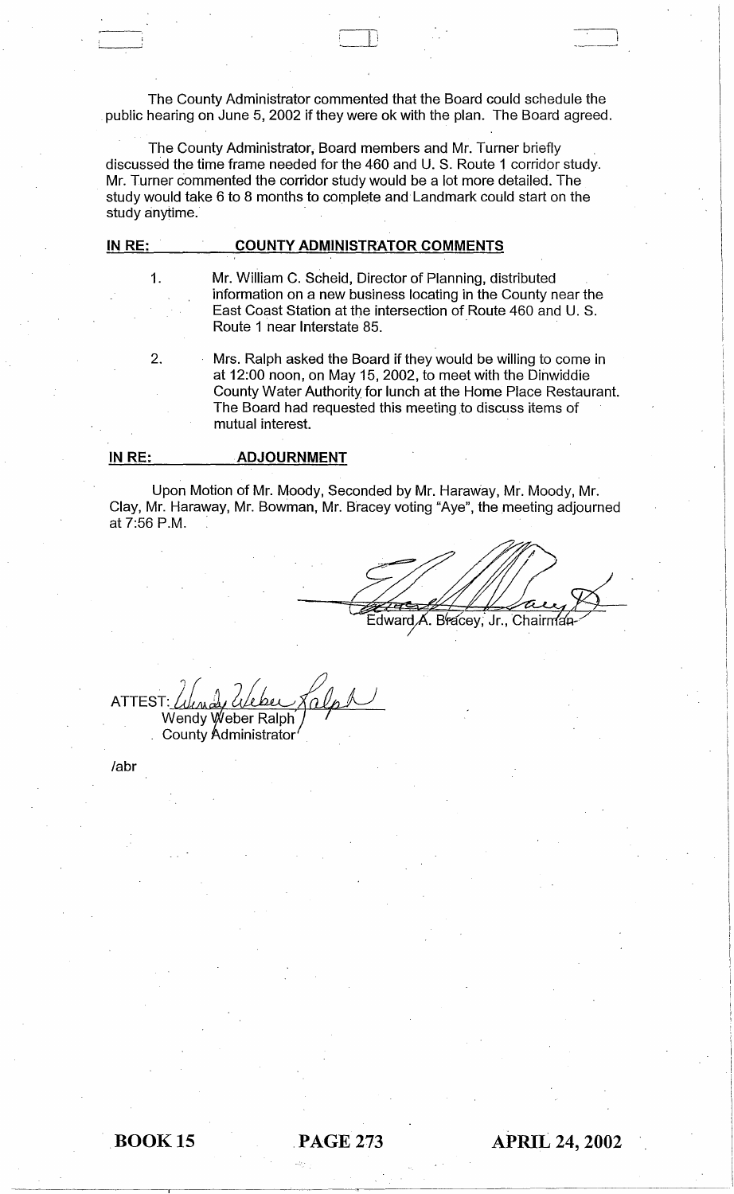The County Administrator commented that the Board could schedule the public hearing on June 5, 2002 if they were ok with the plan. The Board agreed.

The County Administrator, Board members and Mr. Turner briefly discussed the time frame needed for the 460 and U. S. Route 1 corridor study. Mr. Turner commented the corridor study would be a lot more detailed. The study would take 6 to 8 months to complete and Landmark could start on the study anytime.

**IN RE: COUNTY ADMINISTRATOR COMMENTS**

1. Mr. William C. Scheid, Director of Planning, distributed information on a new business locating in the County near the East Coast Station at the intersection of Route 460 and U. S. Route 1 near Interstate 85.

2. Mrs. Ralph asked the Board if they would be willing to come in at 12:00 noon, on May 15, 2002, to meet with the Dinwiddie County Water Authority for lunch at the Home Place Restaurant. The Board had requested this meeting to discuss items of mutual interest.

**IN RE: ADJOURNMENT**

Upon Motion of Mr. Moody, Seconded by Mr. Haraway, Mr. Moody, Mr. Clay, Mr. Haraway, Mr. Bowman, Mr. Bracey voting "Aye", the meeting adjourned at 7:56 P.M.

Edward A. Bracey, Jr., Chairman

ATTEST: Wendy Weber Ralph
Wendy Weber Ralph
County Administrator

/abr

BOOK 15 PAGE 273 APRIL 24, 2002